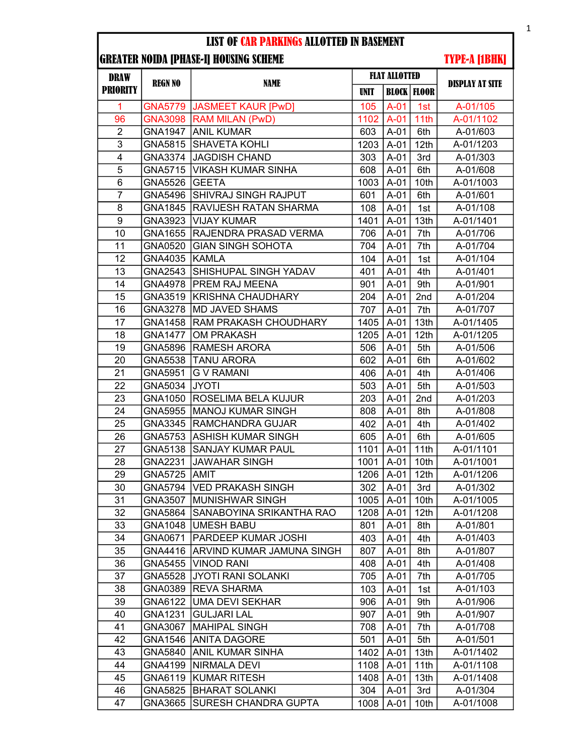# LIST OF CAR PARKINGs ALLOTTED IN BASEMENT

## GREATER NOIDA [PHASE-I] HOUSING SCHEME — TYPE-A [1BHK]

| DRAW PRIORITY | REGN NO | NAME | FLAT ALLOTTED | | | DISPLAY AT SITE |
|---|---|---|---|---|---|---|
| | | | UNIT | BLOCK | FLOOR | |
| 1 | GNA5779 | JASMEET KAUR [PwD] | 105 | A-01 | 1st | A-01/105 |
| 96 | GNA3098 | RAM MILAN (PwD) | 1102 | A-01 | 11th | A-01/1102 |
| 2 | GNA1947 | ANIL KUMAR | 603 | A-01 | 6th | A-01/603 |
| 3 | GNA5815 | SHAVETA KOHLI | 1203 | A-01 | 12th | A-01/1203 |
| 4 | GNA3374 | JAGDISH CHAND | 303 | A-01 | 3rd | A-01/303 |
| 5 | GNA5715 | VIKASH KUMAR SINHA | 608 | A-01 | 6th | A-01/608 |
| 6 | GNA5526 | GEETA | 1003 | A-01 | 10th | A-01/1003 |
| 7 | GNA5496 | SHIVRAJ SINGH RAJPUT | 601 | A-01 | 6th | A-01/601 |
| 8 | GNA1845 | RAVIJESH RATAN SHARMA | 108 | A-01 | 1st | A-01/108 |
| 9 | GNA3923 | VIJAY KUMAR | 1401 | A-01 | 13th | A-01/1401 |
| 10 | GNA1655 | RAJENDRA PRASAD VERMA | 706 | A-01 | 7th | A-01/706 |
| 11 | GNA0520 | GIAN SINGH SOHOTA | 704 | A-01 | 7th | A-01/704 |
| 12 | GNA4035 | KAMLA | 104 | A-01 | 1st | A-01/104 |
| 13 | GNA2543 | SHISHUPAL SINGH YADAV | 401 | A-01 | 4th | A-01/401 |
| 14 | GNA4978 | PREM RAJ MEENA | 901 | A-01 | 9th | A-01/901 |
| 15 | GNA3519 | KRISHNA CHAUDHARY | 204 | A-01 | 2nd | A-01/204 |
| 16 | GNA3278 | MD JAVED SHAMS | 707 | A-01 | 7th | A-01/707 |
| 17 | GNA1458 | RAM PRAKASH CHOUDHARY | 1405 | A-01 | 13th | A-01/1405 |
| 18 | GNA1477 | OM PRAKASH | 1205 | A-01 | 12th | A-01/1205 |
| 19 | GNA5896 | RAMESH ARORA | 506 | A-01 | 5th | A-01/506 |
| 20 | GNA5538 | TANU ARORA | 602 | A-01 | 6th | A-01/602 |
| 21 | GNA5951 | G V RAMANI | 406 | A-01 | 4th | A-01/406 |
| 22 | GNA5034 | JYOTI | 503 | A-01 | 5th | A-01/503 |
| 23 | GNA1050 | ROSELIMA BELA KUJUR | 203 | A-01 | 2nd | A-01/203 |
| 24 | GNA5955 | MANOJ KUMAR SINGH | 808 | A-01 | 8th | A-01/808 |
| 25 | GNA3345 | RAMCHANDRA GUJAR | 402 | A-01 | 4th | A-01/402 |
| 26 | GNA5753 | ASHISH KUMAR SINGH | 605 | A-01 | 6th | A-01/605 |
| 27 | GNA5138 | SANJAY KUMAR PAUL | 1101 | A-01 | 11th | A-01/1101 |
| 28 | GNA2231 | JAWAHAR SINGH | 1001 | A-01 | 10th | A-01/1001 |
| 29 | GNA5725 | AMIT | 1206 | A-01 | 12th | A-01/1206 |
| 30 | GNA5794 | VED PRAKASH SINGH | 302 | A-01 | 3rd | A-01/302 |
| 31 | GNA3507 | MUNISHWAR SINGH | 1005 | A-01 | 10th | A-01/1005 |
| 32 | GNA5864 | SANABOYINA SRIKANTHA RAO | 1208 | A-01 | 12th | A-01/1208 |
| 33 | GNA1048 | UMESH BABU | 801 | A-01 | 8th | A-01/801 |
| 34 | GNA0671 | PARDEEP KUMAR JOSHI | 403 | A-01 | 4th | A-01/403 |
| 35 | GNA4416 | ARVIND KUMAR JAMUNA SINGH | 807 | A-01 | 8th | A-01/807 |
| 36 | GNA5455 | VINOD RANI | 408 | A-01 | 4th | A-01/408 |
| 37 | GNA5528 | JYOTI RANI SOLANKI | 705 | A-01 | 7th | A-01/705 |
| 38 | GNA0389 | REVA SHARMA | 103 | A-01 | 1st | A-01/103 |
| 39 | GNA6122 | UMA DEVI SEKHAR | 906 | A-01 | 9th | A-01/906 |
| 40 | GNA1231 | GULJARI LAL | 907 | A-01 | 9th | A-01/907 |
| 41 | GNA3067 | MAHIPAL SINGH | 708 | A-01 | 7th | A-01/708 |
| 42 | GNA1546 | ANITA DAGORE | 501 | A-01 | 5th | A-01/501 |
| 43 | GNA5840 | ANIL KUMAR SINHA | 1402 | A-01 | 13th | A-01/1402 |
| 44 | GNA4199 | NIRMALA DEVI | 1108 | A-01 | 11th | A-01/1108 |
| 45 | GNA6119 | KUMAR RITESH | 1408 | A-01 | 13th | A-01/1408 |
| 46 | GNA5825 | BHARAT SOLANKI | 304 | A-01 | 3rd | A-01/304 |
| 47 | GNA3665 | SURESH CHANDRA GUPTA | 1008 | A-01 | 10th | A-01/1008 |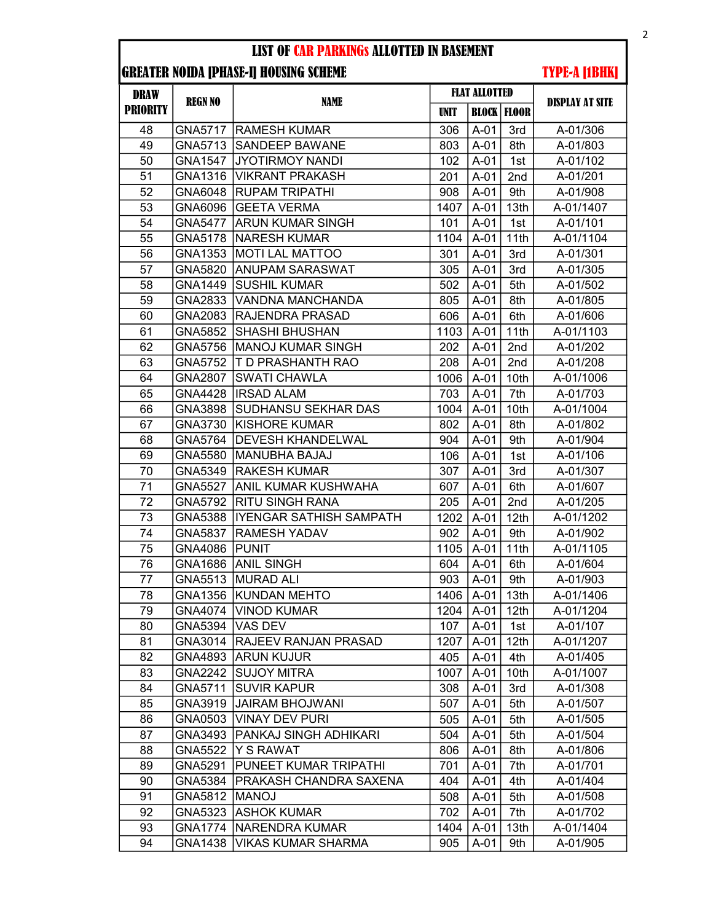# LIST OF CAR PARKINGs ALLOTTED IN BASEMENT

## GREATER NOIDA [PHASE-I] HOUSING SCHEME — TYPE-A [1BHK]

| DRAW PRIORITY | REGN NO | NAME | FLAT ALLOTTED | | | DISPLAY AT SITE |
|---|---|---|---|---|---|---|
| | | | UNIT | BLOCK | FLOOR | |
| 48 | GNA5717 | RAMESH KUMAR | 306 | A-01 | 3rd | A-01/306 |
| 49 | GNA5713 | SANDEEP BAWANE | 803 | A-01 | 8th | A-01/803 |
| 50 | GNA1547 | JYOTIRMOY NANDI | 102 | A-01 | 1st | A-01/102 |
| 51 | GNA1316 | VIKRANT PRAKASH | 201 | A-01 | 2nd | A-01/201 |
| 52 | GNA6048 | RUPAM TRIPATHI | 908 | A-01 | 9th | A-01/908 |
| 53 | GNA6096 | GEETA VERMA | 1407 | A-01 | 13th | A-01/1407 |
| 54 | GNA5477 | ARUN KUMAR SINGH | 101 | A-01 | 1st | A-01/101 |
| 55 | GNA5178 | NARESH KUMAR | 1104 | A-01 | 11th | A-01/1104 |
| 56 | GNA1353 | MOTI LAL MATTOO | 301 | A-01 | 3rd | A-01/301 |
| 57 | GNA5820 | ANUPAM SARASWAT | 305 | A-01 | 3rd | A-01/305 |
| 58 | GNA1449 | SUSHIL KUMAR | 502 | A-01 | 5th | A-01/502 |
| 59 | GNA2833 | VANDNA MANCHANDA | 805 | A-01 | 8th | A-01/805 |
| 60 | GNA2083 | RAJENDRA PRASAD | 606 | A-01 | 6th | A-01/606 |
| 61 | GNA5852 | SHASHI BHUSHAN | 1103 | A-01 | 11th | A-01/1103 |
| 62 | GNA5756 | MANOJ KUMAR SINGH | 202 | A-01 | 2nd | A-01/202 |
| 63 | GNA5752 | T D PRASHANTH RAO | 208 | A-01 | 2nd | A-01/208 |
| 64 | GNA2807 | SWATI CHAWLA | 1006 | A-01 | 10th | A-01/1006 |
| 65 | GNA4428 | IRSAD ALAM | 703 | A-01 | 7th | A-01/703 |
| 66 | GNA3898 | SUDHANSU SEKHAR DAS | 1004 | A-01 | 10th | A-01/1004 |
| 67 | GNA3730 | KISHORE KUMAR | 802 | A-01 | 8th | A-01/802 |
| 68 | GNA5764 | DEVESH KHANDELWAL | 904 | A-01 | 9th | A-01/904 |
| 69 | GNA5580 | MANUBHA BAJAJ | 106 | A-01 | 1st | A-01/106 |
| 70 | GNA5349 | RAKESH KUMAR | 307 | A-01 | 3rd | A-01/307 |
| 71 | GNA5527 | ANIL KUMAR KUSHWAHA | 607 | A-01 | 6th | A-01/607 |
| 72 | GNA5792 | RITU SINGH RANA | 205 | A-01 | 2nd | A-01/205 |
| 73 | GNA5388 | IYENGAR SATHISH SAMPATH | 1202 | A-01 | 12th | A-01/1202 |
| 74 | GNA5837 | RAMESH YADAV | 902 | A-01 | 9th | A-01/902 |
| 75 | GNA4086 | PUNIT | 1105 | A-01 | 11th | A-01/1105 |
| 76 | GNA1686 | ANIL SINGH | 604 | A-01 | 6th | A-01/604 |
| 77 | GNA5513 | MURAD ALI | 903 | A-01 | 9th | A-01/903 |
| 78 | GNA1356 | KUNDAN MEHTO | 1406 | A-01 | 13th | A-01/1406 |
| 79 | GNA4074 | VINOD KUMAR | 1204 | A-01 | 12th | A-01/1204 |
| 80 | GNA5394 | VAS DEV | 107 | A-01 | 1st | A-01/107 |
| 81 | GNA3014 | RAJEEV RANJAN PRASAD | 1207 | A-01 | 12th | A-01/1207 |
| 82 | GNA4893 | ARUN KUJUR | 405 | A-01 | 4th | A-01/405 |
| 83 | GNA2242 | SUJOY MITRA | 1007 | A-01 | 10th | A-01/1007 |
| 84 | GNA5711 | SUVIR KAPUR | 308 | A-01 | 3rd | A-01/308 |
| 85 | GNA3919 | JAIRAM BHOJWANI | 507 | A-01 | 5th | A-01/507 |
| 86 | GNA0503 | VINAY DEV PURI | 505 | A-01 | 5th | A-01/505 |
| 87 | GNA3493 | PANKAJ SINGH ADHIKARI | 504 | A-01 | 5th | A-01/504 |
| 88 | GNA5522 | Y S RAWAT | 806 | A-01 | 8th | A-01/806 |
| 89 | GNA5291 | PUNEET KUMAR TRIPATHI | 701 | A-01 | 7th | A-01/701 |
| 90 | GNA5384 | PRAKASH CHANDRA SAXENA | 404 | A-01 | 4th | A-01/404 |
| 91 | GNA5812 | MANOJ | 508 | A-01 | 5th | A-01/508 |
| 92 | GNA5323 | ASHOK KUMAR | 702 | A-01 | 7th | A-01/702 |
| 93 | GNA1774 | NARENDRA KUMAR | 1404 | A-01 | 13th | A-01/1404 |
| 94 | GNA1438 | VIKAS KUMAR SHARMA | 905 | A-01 | 9th | A-01/905 |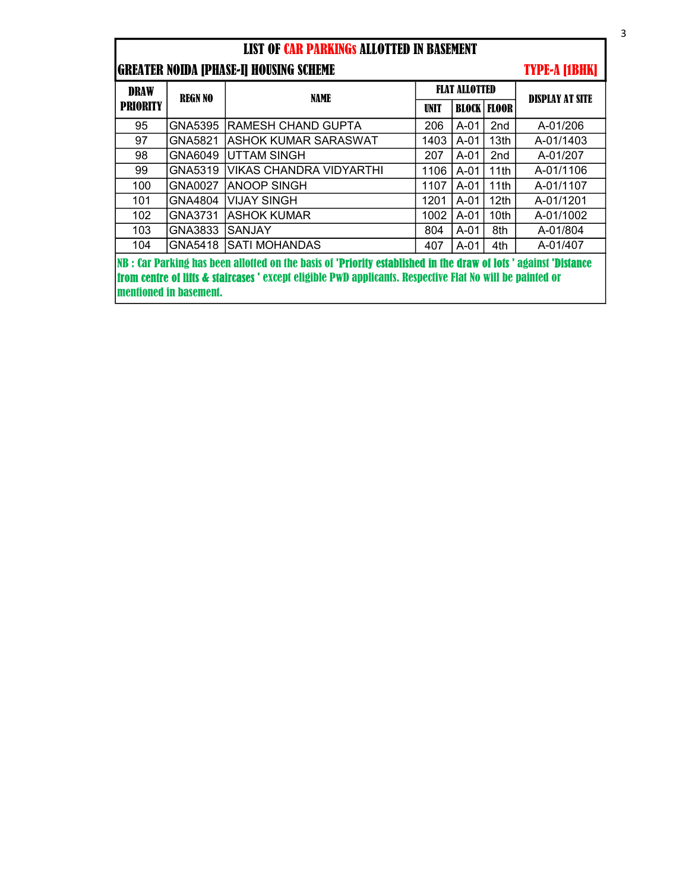# LIST OF CAR PARKINGs ALLOTTED IN BASEMENT

## GREATER NOIDA [PHASE-I] HOUSING SCHEME

**TYPE-A [1BHK]**

| DRAW PRIORITY | REGN NO | NAME | FLAT ALLOTTED | | | DISPLAY AT SITE |
|---|---|---|---|---|---|---|
| | | | UNIT | BLOCK | FLOOR | |
| 95 | GNA5395 | RAMESH CHAND GUPTA | 206 | A-01 | 2nd | A-01/206 |
| 97 | GNA5821 | ASHOK KUMAR SARASWAT | 1403 | A-01 | 13th | A-01/1403 |
| 98 | GNA6049 | UTTAM SINGH | 207 | A-01 | 2nd | A-01/207 |
| 99 | GNA5319 | VIKAS CHANDRA VIDYARTHI | 1106 | A-01 | 11th | A-01/1106 |
| 100 | GNA0027 | ANOOP SINGH | 1107 | A-01 | 11th | A-01/1107 |
| 101 | GNA4804 | VIJAY SINGH | 1201 | A-01 | 12th | A-01/1201 |
| 102 | GNA3731 | ASHOK KUMAR | 1002 | A-01 | 10th | A-01/1002 |
| 103 | GNA3833 | SANJAY | 804 | A-01 | 8th | A-01/804 |
| 104 | GNA5418 | SATI MOHANDAS | 407 | A-01 | 4th | A-01/407 |

NB : Car Parking has been allotted on the basis of 'Priority established in the draw of lots ' against 'Distance from centre of lifts & staircases ' except eligible PwD applicants. Respective Flat No will be painted or mentioned in basement.